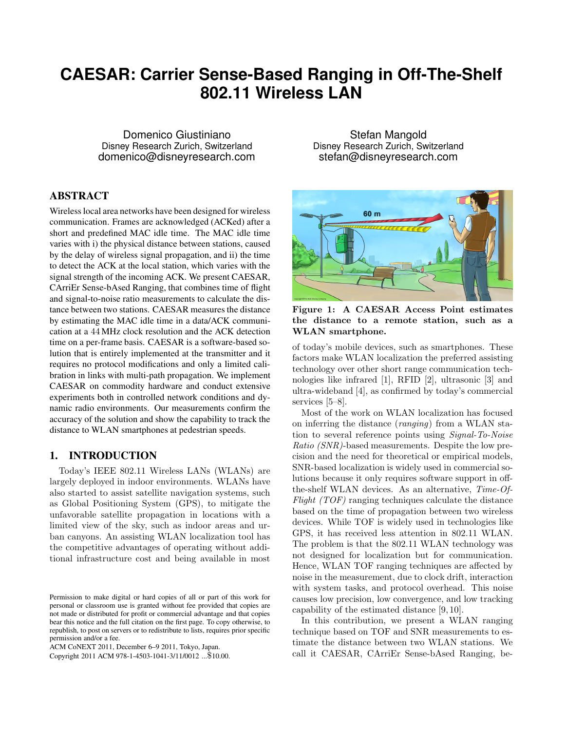# CAESAR: Carrier Sense-Based Ranging in Off-The-Shelf 802.11 Wireless LAN

Domenico Giustiniano
Disney Research Zurich, Switzerland
domenico@disneyresearch.com

Stefan Mangold
Disney Research Zurich, Switzerland
stefan@disneyresearch.com

## ABSTRACT

Wireless local area networks have been designed for wireless communication. Frames are acknowledged (ACKed) after a short and predefined MAC idle time. The MAC idle time varies with i) the physical distance between stations, caused by the delay of wireless signal propagation, and ii) the time to detect the ACK at the local station, which varies with the signal strength of the incoming ACK. We present CAESAR, CArriEr Sense-bAsed Ranging, that combines time of flight and signal-to-noise ratio measurements to calculate the distance between two stations. CAESAR measures the distance by estimating the MAC idle time in a data/ACK communication at a 44 MHz clock resolution and the ACK detection time on a per-frame basis. CAESAR is a software-based solution that is entirely implemented at the transmitter and it requires no protocol modifications and only a limited calibration in links with multi-path propagation. We implement CAESAR on commodity hardware and conduct extensive experiments both in controlled network conditions and dynamic radio environments. Our measurements confirm the accuracy of the solution and show the capability to track the distance to WLAN smartphones at pedestrian speeds.

## 1. INTRODUCTION

Today's IEEE 802.11 Wireless LANs (WLANs) are largely deployed in indoor environments. WLANs have also started to assist satellite navigation systems, such as Global Positioning System (GPS), to mitigate the unfavorable satellite propagation in locations with a limited view of the sky, such as indoor areas and urban canyons. An assisting WLAN localization tool has the competitive advantages of operating without additional infrastructure cost and being available in most of today's mobile devices, such as smartphones. These factors make WLAN localization the preferred assisting technology over other short range communication technologies like infrared [1], RFID [2], ultrasonic [3] and ultra-wideband [4], as confirmed by today's commercial services [5–8].

**Figure 1: A CAESAR Access Point estimates the distance to a remote station, such as a WLAN smartphone.**

Most of the work on WLAN localization has focused on inferring the distance (*ranging*) from a WLAN station to several reference points using *Signal-To-Noise Ratio (SNR)*-based measurements. Despite the low precision and the need for theoretical or empirical models, SNR-based localization is widely used in commercial solutions because it only requires software support in off-the-shelf WLAN devices. As an alternative, *Time-Of-Flight (TOF)* ranging techniques calculate the distance based on the time of propagation between two wireless devices. While TOF is widely used in technologies like GPS, it has received less attention in 802.11 WLAN. The problem is that the 802.11 WLAN technology was not designed for localization but for communication. Hence, WLAN TOF ranging techniques are affected by noise in the measurement, due to clock drift, interaction with system tasks, and protocol overhead. This noise causes low precision, low convergence, and low tracking capability of the estimated distance [9, 10].

In this contribution, we present a WLAN ranging technique based on TOF and SNR measurements to estimate the distance between two WLAN stations. We call it CAESAR, CArriEr Sense-bAsed Ranging, be-

Permission to make digital or hard copies of all or part of this work for personal or classroom use is granted without fee provided that copies are not made or distributed for profit or commercial advantage and that copies bear this notice and the full citation on the first page. To copy otherwise, to republish, to post on servers or to redistribute to lists, requires prior specific permission and/or a fee.
ACM CoNEXT 2011, December 6–9 2011, Tokyo, Japan.
Copyright 2011 ACM 978-1-4503-1041-3/11/0012 ...$10.00.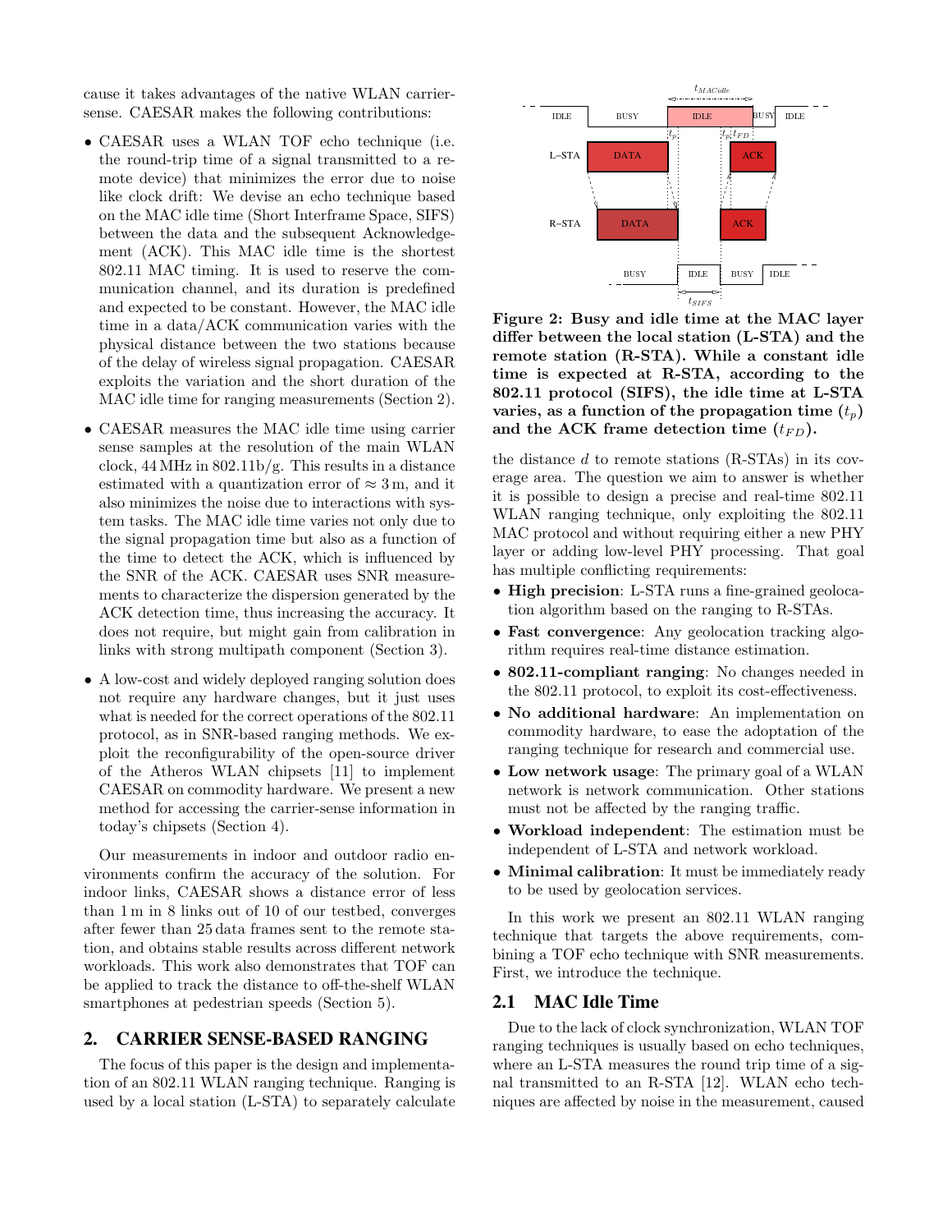cause it takes advantages of the native WLAN carrier-sense. CAESAR makes the following contributions:

- CAESAR uses a WLAN TOF echo technique (i.e. the round-trip time of a signal transmitted to a remote device) that minimizes the error due to noise like clock drift: We devise an echo technique based on the MAC idle time (Short Interframe Space, SIFS) between the data and the subsequent Acknowledgement (ACK). This MAC idle time is the shortest 802.11 MAC timing. It is used to reserve the communication channel, and its duration is predefined and expected to be constant. However, the MAC idle time in a data/ACK communication varies with the physical distance between the two stations because of the delay of wireless signal propagation. CAESAR exploits the variation and the short duration of the MAC idle time for ranging measurements (Section 2).
- CAESAR measures the MAC idle time using carrier sense samples at the resolution of the main WLAN clock, 44 MHz in 802.11b/g. This results in a distance estimated with a quantization error of $\approx 3$ m, and it also minimizes the noise due to interactions with system tasks. The MAC idle time varies not only due to the signal propagation time but also as a function of the time to detect the ACK, which is influenced by the SNR of the ACK. CAESAR uses SNR measurements to characterize the dispersion generated by the ACK detection time, thus increasing the accuracy. It does not require, but might gain from calibration in links with strong multipath component (Section 3).
- A low-cost and widely deployed ranging solution does not require any hardware changes, but it just uses what is needed for the correct operations of the 802.11 protocol, as in SNR-based ranging methods. We exploit the reconfigurability of the open-source driver of the Atheros WLAN chipsets [11] to implement CAESAR on commodity hardware. We present a new method for accessing the carrier-sense information in today's chipsets (Section 4).

Our measurements in indoor and outdoor radio environments confirm the accuracy of the solution. For indoor links, CAESAR shows a distance error of less than 1 m in 8 links out of 10 of our testbed, converges after fewer than 25 data frames sent to the remote station, and obtains stable results across different network workloads. This work also demonstrates that TOF can be applied to track the distance to off-the-shelf WLAN smartphones at pedestrian speeds (Section 5).

## 2. CARRIER SENSE-BASED RANGING

The focus of this paper is the design and implementation of an 802.11 WLAN ranging technique. Ranging is used by a local station (L-STA) to separately calculate the distance $d$ to remote stations (R-STAs) in its coverage area. The question we aim to answer is whether it is possible to design a precise and real-time 802.11 WLAN ranging technique, only exploiting the 802.11 MAC protocol and without requiring either a new PHY layer or adding low-level PHY processing. That goal has multiple conflicting requirements:

**Figure 2: Busy and idle time at the MAC layer differ between the local station (L-STA) and the remote station (R-STA). While a constant idle time is expected at R-STA, according to the 802.11 protocol (SIFS), the idle time at L-STA varies, as a function of the propagation time ($t_p$) and the ACK frame detection time ($t_{FD}$).**

- **High precision**: L-STA runs a fine-grained geolocation algorithm based on the ranging to R-STAs.
- **Fast convergence**: Any geolocation tracking algorithm requires real-time distance estimation.
- **802.11-compliant ranging**: No changes needed in the 802.11 protocol, to exploit its cost-effectiveness.
- **No additional hardware**: An implementation on commodity hardware, to ease the adoption of the ranging technique for research and commercial use.
- **Low network usage**: The primary goal of a WLAN network is network communication. Other stations must not be affected by the ranging traffic.
- **Workload independent**: The estimation must be independent of L-STA and network workload.
- **Minimal calibration**: It must be immediately ready to be used by geolocation services.

In this work we present an 802.11 WLAN ranging technique that targets the above requirements, combining a TOF echo technique with SNR measurements. First, we introduce the technique.

### 2.1 MAC Idle Time

Due to the lack of clock synchronization, WLAN TOF ranging techniques is usually based on echo techniques, where an L-STA measures the round trip time of a signal transmitted to an R-STA [12]. WLAN echo techniques are affected by noise in the measurement, caused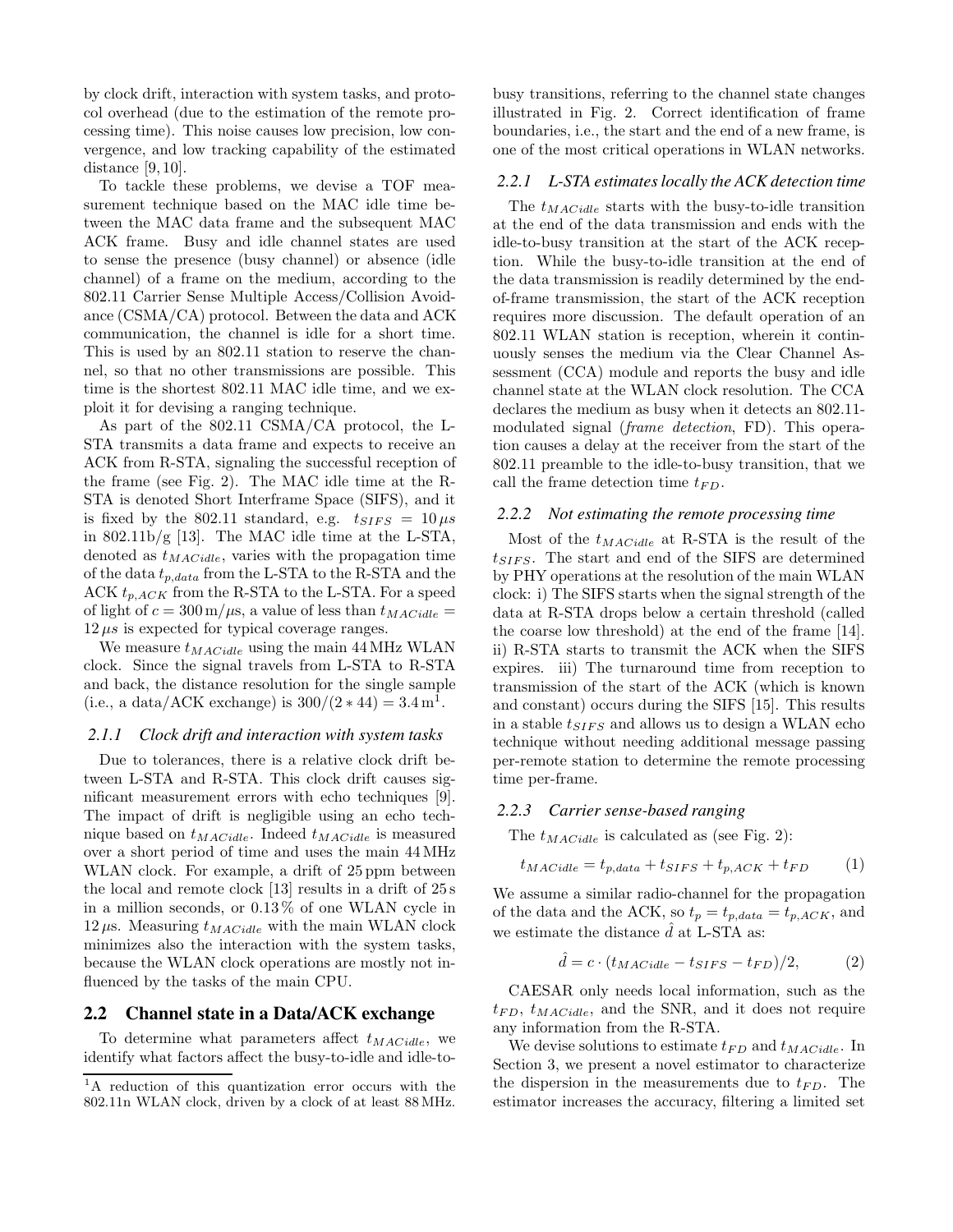by clock drift, interaction with system tasks, and protocol overhead (due to the estimation of the remote processing time). This noise causes low precision, low convergence, and low tracking capability of the estimated distance [9, 10].

To tackle these problems, we devise a TOF measurement technique based on the MAC idle time between the MAC data frame and the subsequent MAC ACK frame. Busy and idle channel states are used to sense the presence (busy channel) or absence (idle channel) of a frame on the medium, according to the 802.11 Carrier Sense Multiple Access/Collision Avoidance (CSMA/CA) protocol. Between the data and ACK communication, the channel is idle for a short time. This is used by an 802.11 station to reserve the channel, so that no other transmissions are possible. This time is the shortest 802.11 MAC idle time, and we exploit it for devising a ranging technique.

As part of the 802.11 CSMA/CA protocol, the L-STA transmits a data frame and expects to receive an ACK from R-STA, signaling the successful reception of the frame (see Fig. 2). The MAC idle time at the R-STA is denoted Short Interframe Space (SIFS), and it is fixed by the 802.11 standard, e.g. $t_{SIFS} = 10\,\mu s$ in 802.11b/g [13]. The MAC idle time at the L-STA, denoted as $t_{MACidle}$, varies with the propagation time of the data $t_{p,data}$ from the L-STA to the R-STA and the ACK $t_{p,ACK}$ from the R-STA to the L-STA. For a speed of light of $c = 300\,\mathrm{m}/\mu\mathrm{s}$, a value of less than $t_{MACidle} = 12\,\mu s$ is expected for typical coverage ranges.

We measure $t_{MACidle}$ using the main 44 MHz WLAN clock. Since the signal travels from L-STA to R-STA and back, the distance resolution for the single sample (i.e., a data/ACK exchange) is $300/(2*44) = 3.4\,\mathrm{m}$[1].

### 2.1.1 Clock drift and interaction with system tasks

Due to tolerances, there is a relative clock drift between L-STA and R-STA. This clock drift causes significant measurement errors with echo techniques [9]. The impact of drift is negligible using an echo technique based on $t_{MACidle}$. Indeed $t_{MACidle}$ is measured over a short period of time and uses the main 44 MHz WLAN clock. For example, a drift of 25 ppm between the local and remote clock [13] results in a drift of 25 s in a million seconds, or 0.13 % of one WLAN cycle in $12\,\mu$s. Measuring $t_{MACidle}$ with the main WLAN clock minimizes also the interaction with the system tasks, because the WLAN clock operations are mostly not influenced by the tasks of the main CPU.

## 2.2 Channel state in a Data/ACK exchange

To determine what parameters affect $t_{MACidle}$, we identify what factors affect the busy-to-idle and idle-to-busy transitions, referring to the channel state changes illustrated in Fig. 2. Correct identification of frame boundaries, i.e., the start and the end of a new frame, is one of the most critical operations in WLAN networks.

### 2.2.1 L-STA estimates locally the ACK detection time

The $t_{MACidle}$ starts with the busy-to-idle transition at the end of the data transmission and ends with the idle-to-busy transition at the start of the ACK reception. While the busy-to-idle transition at the end of the data transmission is readily determined by the end-of-frame transmission, the start of the ACK reception requires more discussion. The default operation of an 802.11 WLAN station is reception, wherein it continuously senses the medium via the Clear Channel Assessment (CCA) module and reports the busy and idle channel state at the WLAN clock resolution. The CCA declares the medium as busy when it detects an 802.11-modulated signal (*frame detection*, FD). This operation causes a delay at the receiver from the start of the 802.11 preamble to the idle-to-busy transition, that we call the frame detection time $t_{FD}$.

### 2.2.2 Not estimating the remote processing time

Most of the $t_{MACidle}$ at R-STA is the result of the $t_{SIFS}$. The start and end of the SIFS are determined by PHY operations at the resolution of the main WLAN clock: i) The SIFS starts when the signal strength of the data at R-STA drops below a certain threshold (called the coarse low threshold) at the end of the frame [14]. ii) R-STA starts to transmit the ACK when the SIFS expires. iii) The turnaround time from reception to transmission of the start of the ACK (which is known and constant) occurs during the SIFS [15]. This results in a stable $t_{SIFS}$ and allows us to design a WLAN echo technique without needing additional message passing per-remote station to determine the remote processing time per-frame.

### 2.2.3 Carrier sense-based ranging

The $t_{MACidle}$ is calculated as (see Fig. 2):

$$t_{MACidle} = t_{p,data} + t_{SIFS} + t_{p,ACK} + t_{FD} \qquad (1)$$

We assume a similar radio-channel for the propagation of the data and the ACK, so $t_p = t_{p,data} = t_{p,ACK}$, and we estimate the distance $\hat{d}$ at L-STA as:

$$\hat{d} = c \cdot (t_{MACidle} - t_{SIFS} - t_{FD})/2, \qquad (2)$$

CAESAR only needs local information, such as the $t_{FD}$, $t_{MACidle}$, and the SNR, and it does not require any information from the R-STA.

We devise solutions to estimate $t_{FD}$ and $t_{MACidle}$. In Section 3, we present a novel estimator to characterize the dispersion in the measurements due to $t_{FD}$. The estimator increases the accuracy, filtering a limited set

[1] A reduction of this quantization error occurs with the 802.11n WLAN clock, driven by a clock of at least 88 MHz.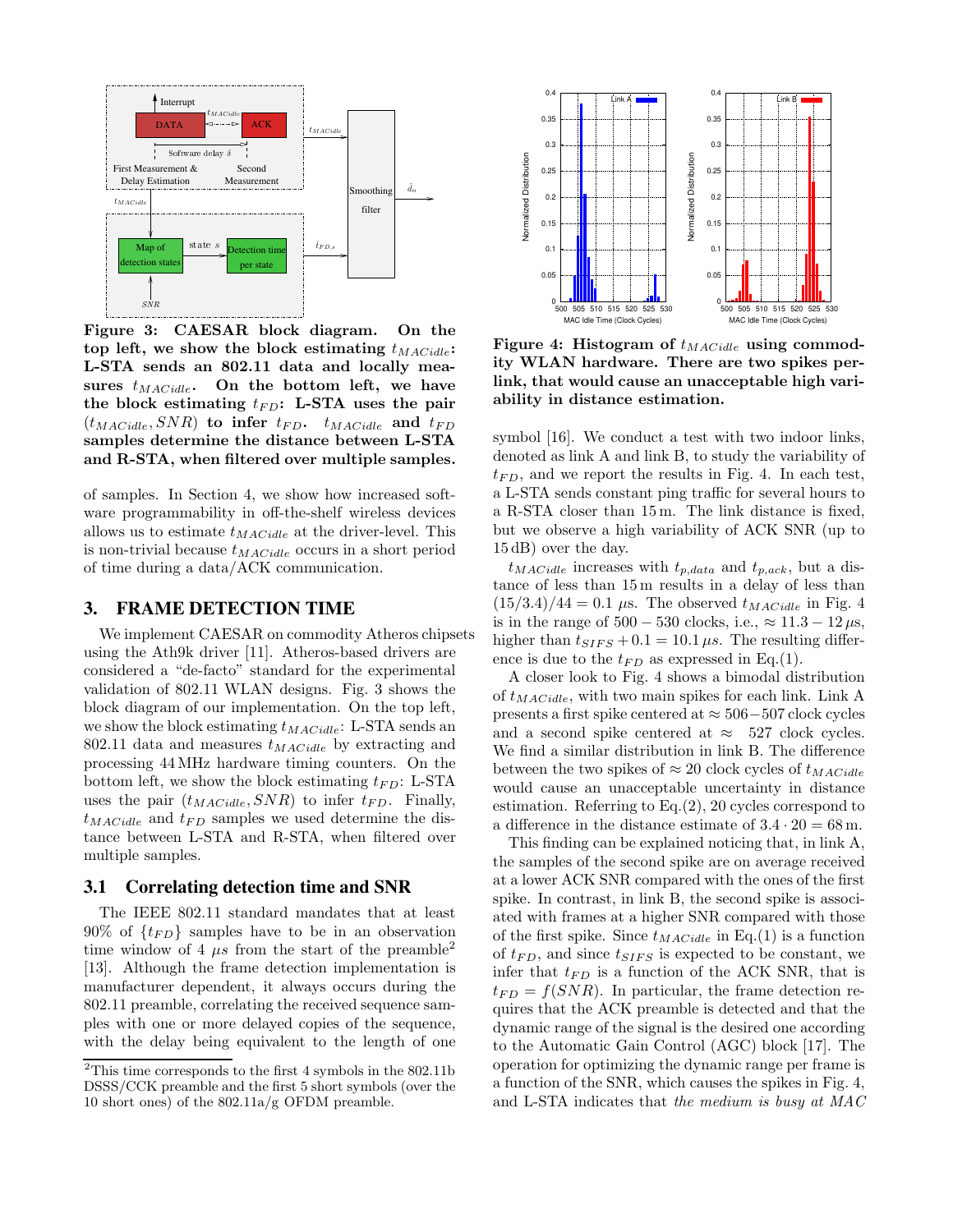**Figure 3: CAESAR block diagram. On the top left, we show the block estimating $t_{MACidle}$: L-STA sends an 802.11 data and locally measures $t_{MACidle}$. On the bottom left, we have the block estimating $t_{FD}$: L-STA uses the pair $(t_{MACidle}, SNR)$ to infer $t_{FD}$. $t_{MACidle}$ and $t_{FD}$ samples determine the distance between L-STA and R-STA, when filtered over multiple samples.**

of samples. In Section 4, we show how increased software programmability in off-the-shelf wireless devices allows us to estimate $t_{MACidle}$ at the driver-level. This is non-trivial because $t_{MACidle}$ occurs in a short period of time during a data/ACK communication.

## 3. FRAME DETECTION TIME

We implement CAESAR on commodity Atheros chipsets using the Ath9k driver [11]. Atheros-based drivers are considered a "de-facto" standard for the experimental validation of 802.11 WLAN designs. Fig. 3 shows the block diagram of our implementation. On the top left, we show the block estimating $t_{MACidle}$: L-STA sends an 802.11 data and measures $t_{MACidle}$ by extracting and processing 44 MHz hardware timing counters. On the bottom left, we show the block estimating $t_{FD}$: L-STA uses the pair $(t_{MACidle}, SNR)$ to infer $t_{FD}$. Finally, $t_{MACidle}$ and $t_{FD}$ samples we used determine the distance between L-STA and R-STA, when filtered over multiple samples.

### 3.1 Correlating detection time and SNR

The IEEE 802.11 standard mandates that at least 90% of $\{t_{FD}\}$ samples have to be in an observation time window of 4 $\mu s$ from the start of the preamble[2] [13]. Although the frame detection implementation is manufacturer dependent, it always occurs during the 802.11 preamble, correlating the received sequence samples with one or more delayed copies of the sequence, with the delay being equivalent to the length of one symbol [16]. We conduct a test with two indoor links, denoted as link A and link B, to study the variability of $t_{FD}$, and we report the results in Fig. 4. In each test, a L-STA sends constant ping traffic for several hours to a R-STA closer than 15 m. The link distance is fixed, but we observe a high variability of ACK SNR (up to 15 dB) over the day.

[2]This time corresponds to the first 4 symbols in the 802.11b DSSS/CCK preamble and the first 5 short symbols (over the 10 short ones) of the 802.11a/g OFDM preamble.

**Figure 4: Histogram of $t_{MACidle}$ using commodity WLAN hardware. There are two spikes per-link, that would cause an unacceptable high variability in distance estimation.**

$t_{MACidle}$ increases with $t_{p,data}$ and $t_{p,ack}$, but a distance of less than 15 m results in a delay of less than $(15/3.4)/44 = 0.1$ $\mu$s. The observed $t_{MACidle}$ in Fig. 4 is in the range of $500-530$ clocks, i.e., $\approx 11.3-12\,\mu$s, higher than $t_{SIFS}+0.1 = 10.1\,\mu s$. The resulting difference is due to the $t_{FD}$ as expressed in Eq.(1).

A closer look to Fig. 4 shows a bimodal distribution of $t_{MACidle}$, with two main spikes for each link. Link A presents a first spike centered at $\approx 506-507$ clock cycles and a second spike centered at $\approx$ 527 clock cycles. We find a similar distribution in link B. The difference between the two spikes of $\approx 20$ clock cycles of $t_{MACidle}$ would cause an unacceptable uncertainty in distance estimation. Referring to Eq.(2), 20 cycles correspond to a difference in the distance estimate of $3.4 \cdot 20 = 68$ m.

This finding can be explained noticing that, in link A, the samples of the second spike are on average received at a lower ACK SNR compared with the ones of the first spike. In contrast, in link B, the second spike is associated with frames at a higher SNR compared with those of the first spike. Since $t_{MACidle}$ in Eq.(1) is a function of $t_{FD}$, and since $t_{SIFS}$ is expected to be constant, we infer that $t_{FD}$ is a function of the ACK SNR, that is $t_{FD} = f(SNR)$. In particular, the frame detection requires that the ACK preamble is detected and that the dynamic range of the signal is the desired one according to the Automatic Gain Control (AGC) block [17]. The operation for optimizing the dynamic range per frame is a function of the SNR, which causes the spikes in Fig. 4, and L-STA indicates that *the medium is busy at MAC*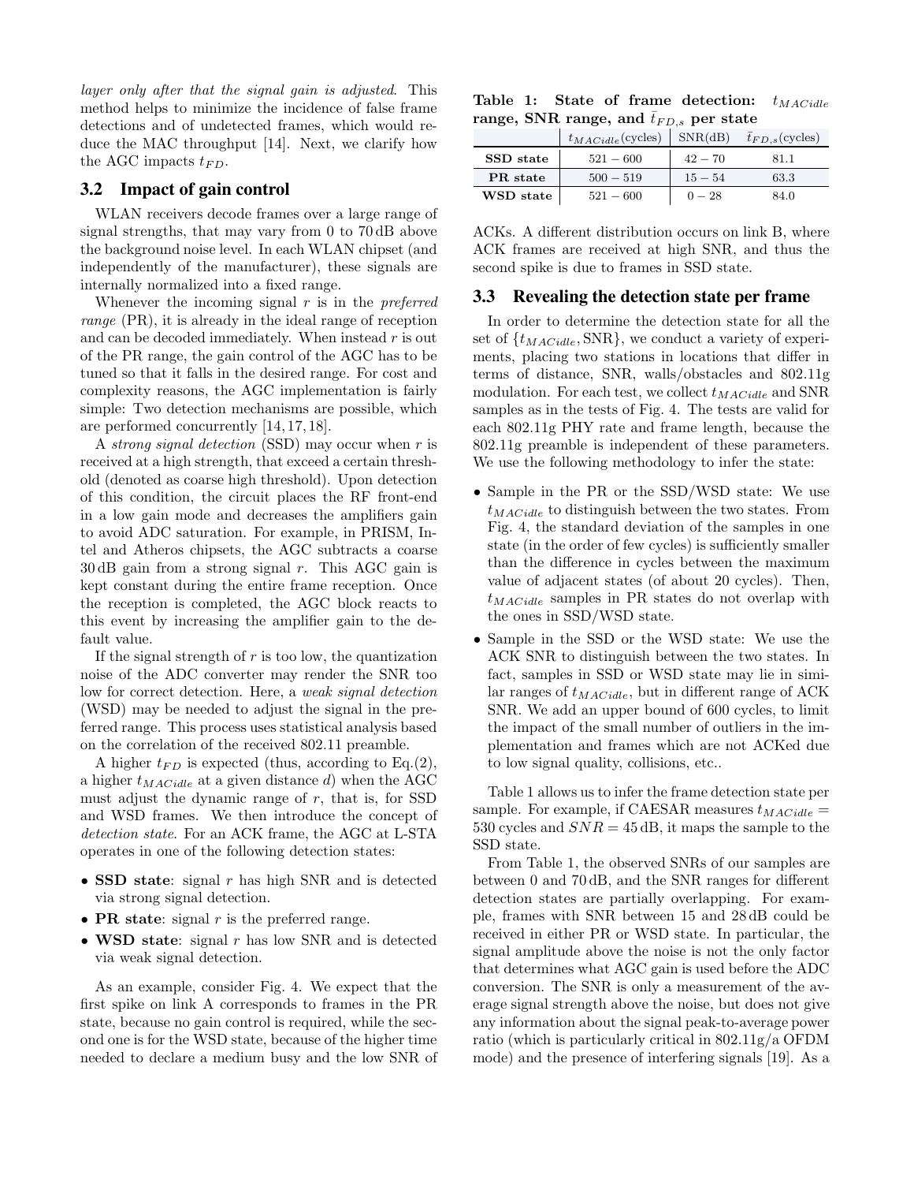*layer only after that the signal gain is adjusted*. This method helps to minimize the incidence of false frame detections and of undetected frames, which would reduce the MAC throughput [14]. Next, we clarify how the AGC impacts $t_{FD}$.

### 3.2 Impact of gain control

WLAN receivers decode frames over a large range of signal strengths, that may vary from 0 to 70 dB above the background noise level. In each WLAN chipset (and independently of the manufacturer), these signals are internally normalized into a fixed range.

Whenever the incoming signal $r$ is in the *preferred range* (PR), it is already in the ideal range of reception and can be decoded immediately. When instead $r$ is out of the PR range, the gain control of the AGC has to be tuned so that it falls in the desired range. For cost and complexity reasons, the AGC implementation is fairly simple: Two detection mechanisms are possible, which are performed concurrently [14, 17, 18].

A *strong signal detection* (SSD) may occur when $r$ is received at a high strength, that exceed a certain threshold (denoted as coarse high threshold). Upon detection of this condition, the circuit places the RF front-end in a low gain mode and decreases the amplifiers gain to avoid ADC saturation. For example, in PRISM, Intel and Atheros chipsets, the AGC subtracts a coarse 30 dB gain from a strong signal $r$. This AGC gain is kept constant during the entire frame reception. Once the reception is completed, the AGC block reacts to this event by increasing the amplifier gain to the default value.

If the signal strength of $r$ is too low, the quantization noise of the ADC converter may render the SNR too low for correct detection. Here, a *weak signal detection* (WSD) may be needed to adjust the signal in the preferred range. This process uses statistical analysis based on the correlation of the received 802.11 preamble.

A higher $t_{FD}$ is expected (thus, according to Eq.(2), a higher $t_{MACidle}$ at a given distance $d$) when the AGC must adjust the dynamic range of $r$, that is, for SSD and WSD frames. We then introduce the concept of *detection state*. For an ACK frame, the AGC at L-STA operates in one of the following detection states:

- **SSD state**: signal $r$ has high SNR and is detected via strong signal detection.
- **PR state**: signal $r$ is the preferred range.
- **WSD state**: signal $r$ has low SNR and is detected via weak signal detection.

As an example, consider Fig. 4. We expect that the first spike on link A corresponds to frames in the PR state, because no gain control is required, while the second one is for the WSD state, because of the higher time needed to declare a medium busy and the low SNR of ACKs. A different distribution occurs on link B, where ACK frames are received at high SNR, and thus the second spike is due to frames in SSD state.

**Table 1: State of frame detection: $t_{MACidle}$ range, SNR range, and $\bar{t}_{FD,s}$ per state**

| | $t_{MACidle}$(cycles) | SNR(dB) | $\bar{t}_{FD,s}$(cycles) |
|---|---|---|---|
| **SSD state** | $521-600$ | $42-70$ | 81.1 |
| **PR state** | $500-519$ | $15-54$ | 63.3 |
| **WSD state** | $521-600$ | $0-28$ | 84.0 |

### 3.3 Revealing the detection state per frame

In order to determine the detection state for all the set of $\{t_{MACidle}, \text{SNR}\}$, we conduct a variety of experiments, placing two stations in locations that differ in terms of distance, SNR, walls/obstacles and 802.11g modulation. For each test, we collect $t_{MACidle}$ and SNR samples as in the tests of Fig. 4. The tests are valid for each 802.11g PHY rate and frame length, because the 802.11g preamble is independent of these parameters. We use the following methodology to infer the state:

- Sample in the PR or the SSD/WSD state: We use $t_{MACidle}$ to distinguish between the two states. From Fig. 4, the standard deviation of the samples in one state (in the order of few cycles) is sufficiently smaller than the difference in cycles between the maximum value of adjacent states (of about 20 cycles). Then, $t_{MACidle}$ samples in PR states do not overlap with the ones in SSD/WSD state.
- Sample in the SSD or the WSD state: We use the ACK SNR to distinguish between the two states. In fact, samples in SSD or WSD state may lie in similar ranges of $t_{MACidle}$, but in different range of ACK SNR. We add an upper bound of 600 cycles, to limit the impact of the small number of outliers in the implementation and frames which are not ACKed due to low signal quality, collisions, etc..

Table 1 allows us to infer the frame detection state per sample. For example, if CAESAR measures $t_{MACidle} = 530$ cycles and $SNR = 45$ dB, it maps the sample to the SSD state.

From Table 1, the observed SNRs of our samples are between 0 and 70 dB, and the SNR ranges for different detection states are partially overlapping. For example, frames with SNR between 15 and 28 dB could be received in either PR or WSD state. In particular, the signal amplitude above the noise is not the only factor that determines what AGC gain is used before the ADC conversion. The SNR is only a measurement of the average signal strength above the noise, but does not give any information about the signal peak-to-average power ratio (which is particularly critical in 802.11g/a OFDM mode) and the presence of interfering signals [19]. As a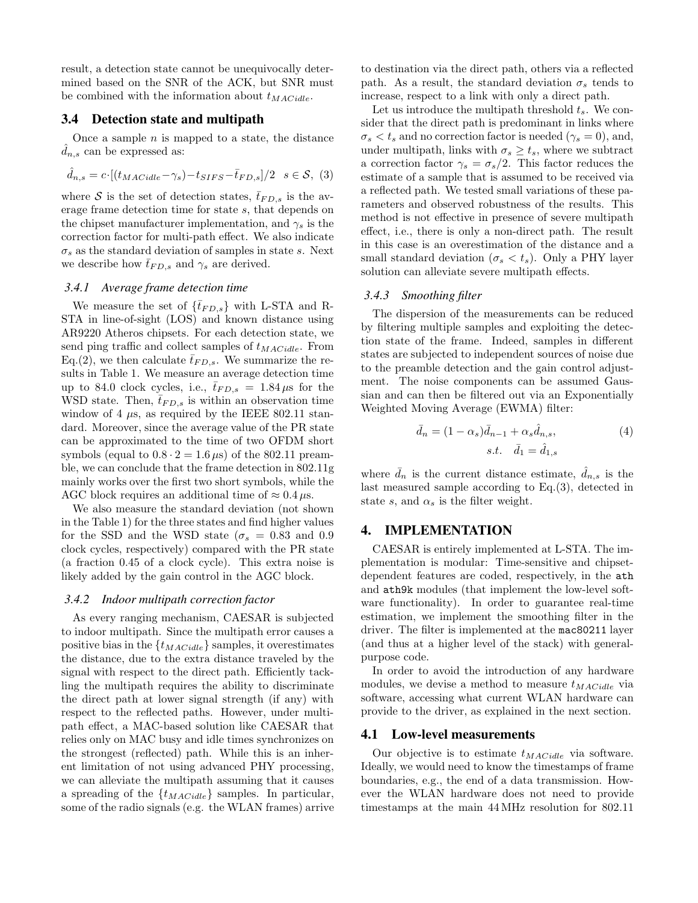result, a detection state cannot be unequivocally determined based on the SNR of the ACK, but SNR must be combined with the information about $t_{MACidle}$.

## 3.4 Detection state and multipath

Once a sample $n$ is mapped to a state, the distance $\hat{d}_{n,s}$ can be expressed as:

$$\hat{d}_{n,s} = c \cdot [(t_{MACidle} - \gamma_s) - t_{SIFS} - \bar{t}_{FD,s}]/2 \quad s \in \mathcal{S}, \quad (3)$$

where $\mathcal{S}$ is the set of detection states, $\bar{t}_{FD,s}$ is the average frame detection time for state $s$, that depends on the chipset manufacturer implementation, and $\gamma_s$ is the correction factor for multi-path effect. We also indicate $\sigma_s$ as the standard deviation of samples in state $s$. Next we describe how $\bar{t}_{FD,s}$ and $\gamma_s$ are derived.

### 3.4.1 Average frame detection time

We measure the set of $\{\bar{t}_{FD,s}\}$ with L-STA and R-STA in line-of-sight (LOS) and known distance using AR9220 Atheros chipsets. For each detection state, we send ping traffic and collect samples of $t_{MACidle}$. From Eq.(2), we then calculate $\bar{t}_{FD,s}$. We summarize the results in Table 1. We measure an average detection time up to 84.0 clock cycles, i.e., $\bar{t}_{FD,s} = 1.84\,\mu$s for the WSD state. Then, $\bar{t}_{FD,s}$ is within an observation time window of 4 $\mu$s, as required by the IEEE 802.11 standard. Moreover, since the average value of the PR state can be approximated to the time of two OFDM short symbols (equal to $0.8 \cdot 2 = 1.6\,\mu$s) of the 802.11 preamble, we can conclude that the frame detection in 802.11g mainly works over the first two short symbols, while the AGC block requires an additional time of $\approx 0.4\,\mu$s.

We also measure the standard deviation (not shown in the Table 1) for the three states and find higher values for the SSD and the WSD state ($\sigma_s = 0.83$ and 0.9 clock cycles, respectively) compared with the PR state (a fraction 0.45 of a clock cycle). This extra noise is likely added by the gain control in the AGC block.

### 3.4.2 Indoor multipath correction factor

As every ranging mechanism, CAESAR is subjected to indoor multipath. Since the multipath error causes a positive bias in the $\{t_{MACidle}\}$ samples, it overestimates the distance, due to the extra distance traveled by the signal with respect to the direct path. Efficiently tackling the multipath requires the ability to discriminate the direct path at lower signal strength (if any) with respect to the reflected paths. However, under multipath effect, a MAC-based solution like CAESAR that relies only on MAC busy and idle times synchronizes on the strongest (reflected) path. While this is an inherent limitation of not using advanced PHY processing, we can alleviate the multipath assuming that it causes a spreading of the $\{t_{MACidle}\}$ samples. In particular, some of the radio signals (e.g. the WLAN frames) arrive to destination via the direct path, others via a reflected path. As a result, the standard deviation $\sigma_s$ tends to increase, respect to a link with only a direct path.

Let us introduce the multipath threshold $t_s$. We consider that the direct path is predominant in links where $\sigma_s < t_s$ and no correction factor is needed ($\gamma_s = 0$), and, under multipath, links with $\sigma_s \geq t_s$, where we subtract a correction factor $\gamma_s = \sigma_s/2$. This factor reduces the estimate of a sample that is assumed to be received via a reflected path. We tested small variations of these parameters and observed robustness of the results. This method is not effective in presence of severe multipath effect, i.e., there is only a non-direct path. The result in this case is an overestimation of the distance and a small standard deviation ($\sigma_s < t_s$). Only a PHY layer solution can alleviate severe multipath effects.

### 3.4.3 Smoothing filter

The dispersion of the measurements can be reduced by filtering multiple samples and exploiting the detection state of the frame. Indeed, samples in different states are subjected to independent sources of noise due to the preamble detection and the gain control adjustment. The noise components can be assumed Gaussian and can then be filtered out via an Exponentially Weighted Moving Average (EWMA) filter:

$$\bar{d}_n = (1 - \alpha_s)\bar{d}_{n-1} + \alpha_s \hat{d}_{n,s}, \quad (4)$$
$$s.t. \quad \bar{d}_1 = \hat{d}_{1,s}$$

where $\bar{d}_n$ is the current distance estimate, $\hat{d}_{n,s}$ is the last measured sample according to Eq.(3), detected in state $s$, and $\alpha_s$ is the filter weight.

# 4. IMPLEMENTATION

CAESAR is entirely implemented at L-STA. The implementation is modular: Time-sensitive and chipset-dependent features are coded, respectively, in the `ath` and `ath9k` modules (that implement the low-level software functionality). In order to guarantee real-time estimation, we implement the smoothing filter in the driver. The filter is implemented at the `mac80211` layer (and thus at a higher level of the stack) with general-purpose code.

In order to avoid the introduction of any hardware modules, we devise a method to measure $t_{MACidle}$ via software, accessing what current WLAN hardware can provide to the driver, as explained in the next section.

## 4.1 Low-level measurements

Our objective is to estimate $t_{MACidle}$ via software. Ideally, we would need to know the timestamps of frame boundaries, e.g., the end of a data transmission. However the WLAN hardware does not need to provide timestamps at the main 44 MHz resolution for 802.11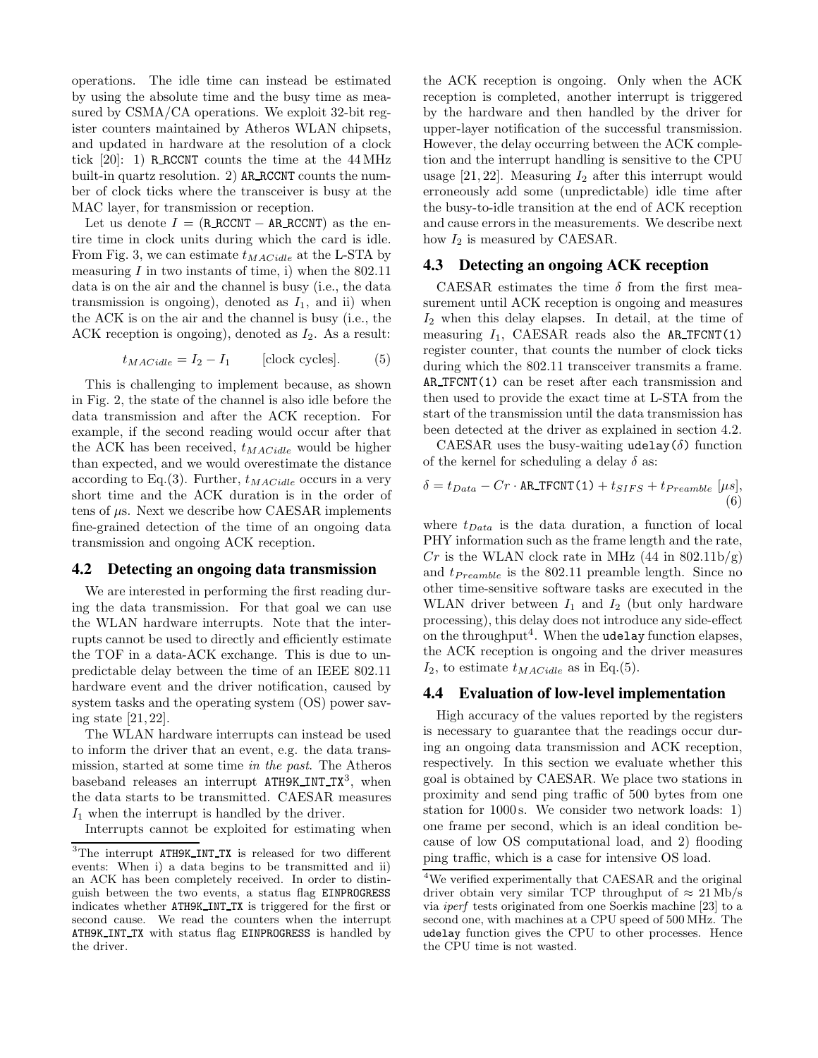operations. The idle time can instead be estimated by using the absolute time and the busy time as measured by CSMA/CA operations. We exploit 32-bit register counters maintained by Atheros WLAN chipsets, and updated in hardware at the resolution of a clock tick [20]: 1) R_RCCNT counts the time at the 44 MHz built-in quartz resolution. 2) AR_RCCNT counts the number of clock ticks where the transceiver is busy at the MAC layer, for transmission or reception.

Let us denote $I = (\texttt{R\_RCCNT} - \texttt{AR\_RCCNT})$ as the entire time in clock units during which the card is idle. From Fig. 3, we can estimate $t_{MACidle}$ at the L-STA by measuring $I$ in two instants of time, i) when the 802.11 data is on the air and the channel is busy (i.e., the data transmission is ongoing), denoted as $I_1$, and ii) when the ACK is on the air and the channel is busy (i.e., the ACK reception is ongoing), denoted as $I_2$. As a result:

$$t_{MACidle} = I_2 - I_1 \qquad \text{[clock cycles]}. \tag{5}$$

This is challenging to implement because, as shown in Fig. 2, the state of the channel is also idle before the data transmission and after the ACK reception. For example, if the second reading would occur after that the ACK has been received, $t_{MACidle}$ would be higher than expected, and we would overestimate the distance according to Eq.(3). Further, $t_{MACidle}$ occurs in a very short time and the ACK duration is in the order of tens of $\mu$s. Next we describe how CAESAR implements fine-grained detection of the time of an ongoing data transmission and ongoing ACK reception.

## 4.2 Detecting an ongoing data transmission

We are interested in performing the first reading during the data transmission. For that goal we can use the WLAN hardware interrupts. Note that the interrupts cannot be used to directly and efficiently estimate the TOF in a data-ACK exchange. This is due to unpredictable delay between the time of an IEEE 802.11 hardware event and the driver notification, caused by system tasks and the operating system (OS) power saving state [21, 22].

The WLAN hardware interrupts can instead be used to inform the driver that an event, e.g. the data transmission, started at some time *in the past*. The Atheros baseband releases an interrupt ATH9K_INT_TX[3], when the data starts to be transmitted. CAESAR measures $I_1$ when the interrupt is handled by the driver.

Interrupts cannot be exploited for estimating when the ACK reception is ongoing. Only when the ACK reception is completed, another interrupt is triggered by the hardware and then handled by the driver for upper-layer notification of the successful transmission. However, the delay occurring between the ACK completion and the interrupt handling is sensitive to the CPU usage [21, 22]. Measuring $I_2$ after this interrupt would erroneously add some (unpredictable) idle time after the busy-to-idle transition at the end of ACK reception and cause errors in the measurements. We describe next how $I_2$ is measured by CAESAR.

## 4.3 Detecting an ongoing ACK reception

CAESAR estimates the time $\delta$ from the first measurement until ACK reception is ongoing and measures $I_2$ when this delay elapses. In detail, at the time of measuring $I_1$, CAESAR reads also the AR_TFCNT(1) register counter, that counts the number of clock ticks during which the 802.11 transceiver transmits a frame. AR_TFCNT(1) can be reset after each transmission and then used to provide the exact time at L-STA from the start of the transmission until the data transmission has been detected at the driver as explained in section 4.2.

CAESAR uses the busy-waiting `udelay(`$\delta$`)` function of the kernel for scheduling a delay $\delta$ as:

$$\delta = t_{Data} - Cr \cdot \texttt{AR\_TFCNT(1)} + t_{SIFS} + t_{Preamble}\ [\mu s], \tag{6}$$

where $t_{Data}$ is the data duration, a function of local PHY information such as the frame length and the rate, $Cr$ is the WLAN clock rate in MHz (44 in 802.11b/g) and $t_{Preamble}$ is the 802.11 preamble length. Since no other time-sensitive software tasks are executed in the WLAN driver between $I_1$ and $I_2$ (but only hardware processing), this delay does not introduce any side-effect on the throughput[4]. When the `udelay` function elapses, the ACK reception is ongoing and the driver measures $I_2$, to estimate $t_{MACidle}$ as in Eq.(5).

## 4.4 Evaluation of low-level implementation

High accuracy of the values reported by the registers is necessary to guarantee that the readings occur during an ongoing data transmission and ACK reception, respectively. In this section we evaluate whether this goal is obtained by CAESAR. We place two stations in proximity and send ping traffic of 500 bytes from one station for 1000 s. We consider two network loads: 1) one frame per second, which is an ideal condition because of low OS computational load, and 2) flooding ping traffic, which is a case for intensive OS load.

---

[3] The interrupt ATH9K_INT_TX is released for two different events: When i) a data begins to be transmitted and ii) an ACK has been completely received. In order to distinguish between the two events, a status flag EINPROGRESS indicates whether ATH9K_INT_TX is triggered for the first or second cause. We read the counters when the interrupt ATH9K_INT_TX with status flag EINPROGRESS is handled by the driver.

[4] We verified experimentally that CAESAR and the original driver obtain very similar TCP throughput of $\approx$ 21 Mb/s via *iperf* tests originated from one Soerkis machine [23] to a second one, with machines at a CPU speed of 500 MHz. The `udelay` function gives the CPU to other processes. Hence the CPU time is not wasted.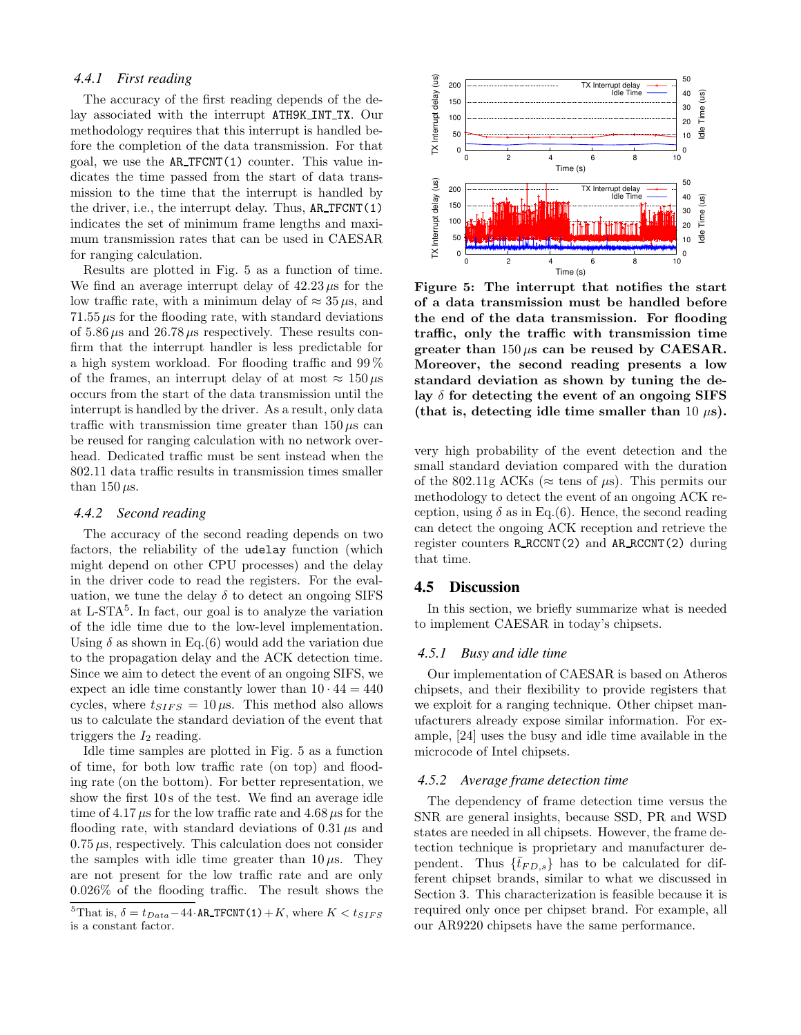#### 4.4.1 First reading

The accuracy of the first reading depends of the delay associated with the interrupt `ATH9K_INT_TX`. Our methodology requires that this interrupt is handled before the completion of the data transmission. For that goal, we use the `AR_TFCNT(1)` counter. This value indicates the time passed from the start of data transmission to the time that the interrupt is handled by the driver, i.e., the interrupt delay. Thus, `AR_TFCNT(1)` indicates the set of minimum frame lengths and maximum transmission rates that can be used in CAESAR for ranging calculation.

Results are plotted in Fig. 5 as a function of time. We find an average interrupt delay of $42.23\,\mu$s for the low traffic rate, with a minimum delay of $\approx 35\,\mu$s, and $71.55\,\mu$s for the flooding rate, with standard deviations of $5.86\,\mu$s and $26.78\,\mu$s respectively. These results confirm that the interrupt handler is less predictable for a high system workload. For flooding traffic and $99\,\%$ of the frames, an interrupt delay of at most $\approx 150\,\mu$s occurs from the start of the data transmission until the interrupt is handled by the driver. As a result, only data traffic with transmission time greater than $150\,\mu$s can be reused for ranging calculation with no network overhead. Dedicated traffic must be sent instead when the 802.11 data traffic results in transmission times smaller than $150\,\mu$s.

#### 4.4.2 Second reading

The accuracy of the second reading depends on two factors, the reliability of the `udelay` function (which might depend on other CPU processes) and the delay in the driver code to read the registers. For the evaluation, we tune the delay $\delta$ to detect an ongoing SIFS at L-STA[5]. In fact, our goal is to analyze the variation of the idle time due to the low-level implementation. Using $\delta$ as shown in Eq.(6) would add the variation due to the propagation delay and the ACK detection time. Since we aim to detect the event of an ongoing SIFS, we expect an idle time constantly lower than $10 \cdot 44 = 440$ cycles, where $t_{SIFS} = 10\,\mu$s. This method also allows us to calculate the standard deviation of the event that triggers the $I_2$ reading.

Idle time samples are plotted in Fig. 5 as a function of time, for both low traffic rate (on top) and flooding rate (on the bottom). For better representation, we show the first 10 s of the test. We find an average idle time of $4.17\,\mu$s for the low traffic rate and $4.68\,\mu$s for the flooding rate, with standard deviations of $0.31\,\mu$s and $0.75\,\mu$s, respectively. This calculation does not consider the samples with idle time greater than $10\,\mu$s. They are not present for the low traffic rate and are only $0.026\%$ of the flooding traffic. The result shows the very high probability of the event detection and the small standard deviation compared with the duration of the 802.11g ACKs ($\approx$ tens of $\mu$s). This permits our methodology to detect the event of an ongoing ACK reception, using $\delta$ as in Eq.(6). Hence, the second reading can detect the ongoing ACK reception and retrieve the register counters `R_RCCNT(2)` and `AR_RCCNT(2)` during that time.

[5] That is, $\delta = t_{Data} - 44 \cdot$ `AR_TFCNT(1)` $+ K$, where $K < t_{SIFS}$ is a constant factor.

**Figure 5: The interrupt that notifies the start of a data transmission must be handled before the end of the data transmission. For flooding traffic, only the traffic with transmission time greater than $150\,\mu$s can be reused by CAESAR. Moreover, the second reading presents a low standard deviation as shown by tuning the delay $\delta$ for detecting the event of an ongoing SIFS (that is, detecting idle time smaller than $10\ \mu$s).**

### 4.5 Discussion

In this section, we briefly summarize what is needed to implement CAESAR in today's chipsets.

#### 4.5.1 Busy and idle time

Our implementation of CAESAR is based on Atheros chipsets, and their flexibility to provide registers that we exploit for a ranging technique. Other chipset manufacturers already expose similar information. For example, [24] uses the busy and idle time available in the microcode of Intel chipsets.

#### 4.5.2 Average frame detection time

The dependency of frame detection time versus the SNR are general insights, because SSD, PR and WSD states are needed in all chipsets. However, the frame detection technique is proprietary and manufacturer dependent. Thus $\{\bar{t}_{FD,s}\}$ has to be calculated for different chipset brands, similar to what we discussed in Section 3. This characterization is feasible because it is required only once per chipset brand. For example, all our AR9220 chipsets have the same performance.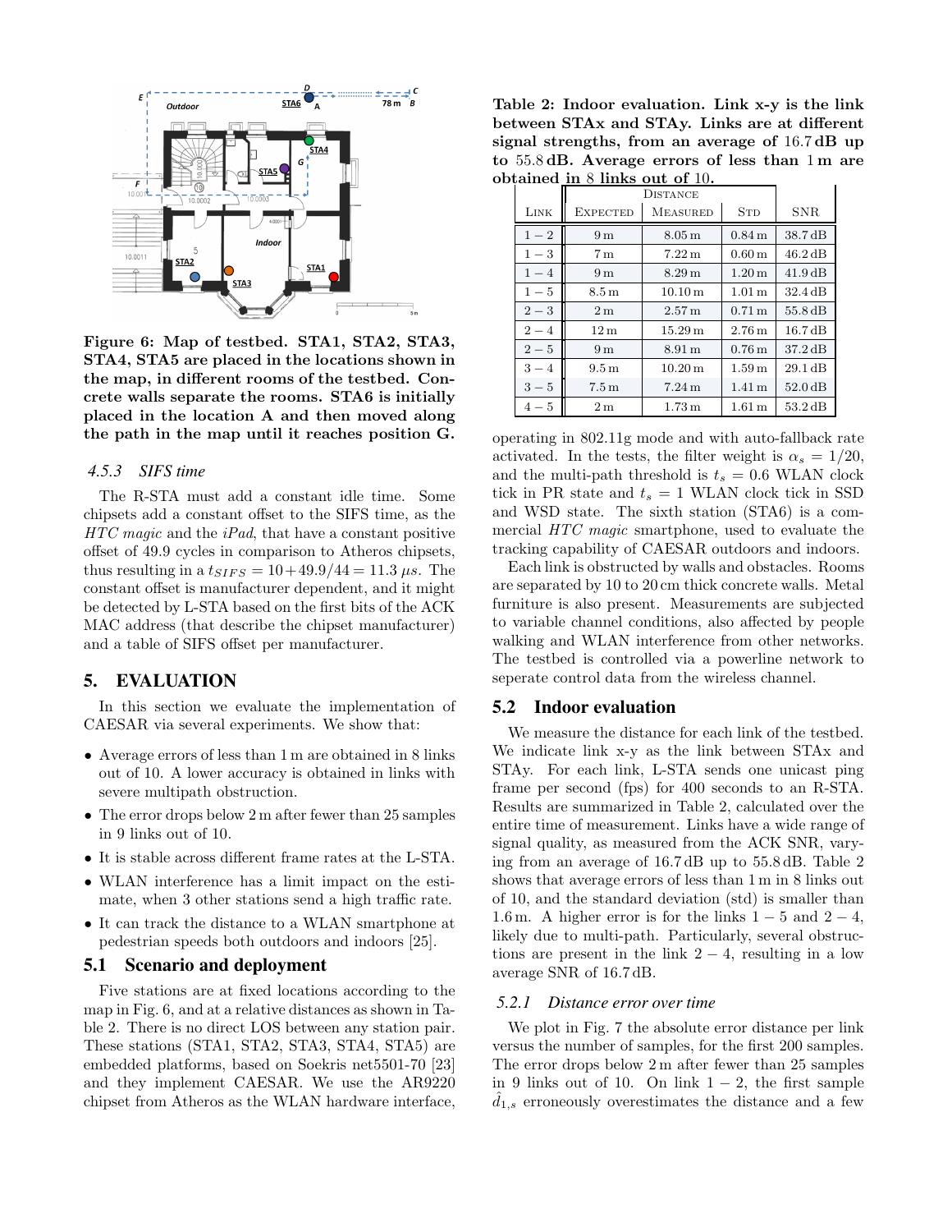Figure 6: Map of testbed. STA1, STA2, STA3, STA4, STA5 are placed in the locations shown in the map, in different rooms of the testbed. Concrete walls separate the rooms. STA6 is initially placed in the location A and then moved along the path in the map until it reaches position G.

#### 4.5.3 SIFS time

The R-STA must add a constant idle time. Some chipsets add a constant offset to the SIFS time, as the *HTC magic* and the *iPad*, that have a constant positive offset of 49.9 cycles in comparison to Atheros chipsets, thus resulting in a $t_{SIFS} = 10 + 49.9/44 = 11.3\,\mu s$. The constant offset is manufacturer dependent, and it might be detected by L-STA based on the first bits of the ACK MAC address (that describe the chipset manufacturer) and a table of SIFS offset per manufacturer.

## 5. EVALUATION

In this section we evaluate the implementation of CAESAR via several experiments. We show that:

- Average errors of less than 1 m are obtained in 8 links out of 10. A lower accuracy is obtained in links with severe multipath obstruction.
- The error drops below 2 m after fewer than 25 samples in 9 links out of 10.
- It is stable across different frame rates at the L-STA.
- WLAN interference has a limit impact on the estimate, when 3 other stations send a high traffic rate.
- It can track the distance to a WLAN smartphone at pedestrian speeds both outdoors and indoors [25].

### 5.1 Scenario and deployment

Five stations are at fixed locations according to the map in Fig. 6, and at a relative distances as shown in Table 2. There is no direct LOS between any station pair. These stations (STA1, STA2, STA3, STA4, STA5) are embedded platforms, based on Soekris net5501-70 [23] and they implement CAESAR. We use the AR9220 chipset from Atheros as the WLAN hardware interface, operating in 802.11g mode and with auto-fallback rate activated. In the tests, the filter weight is $\alpha_s = 1/20$, and the multi-path threshold is $t_s = 0.6$ WLAN clock tick in PR state and $t_s = 1$ WLAN clock tick in SSD and WSD state. The sixth station (STA6) is a commercial *HTC magic* smartphone, used to evaluate the tracking capability of CAESAR outdoors and indoors.

Each link is obstructed by walls and obstacles. Rooms are separated by 10 to 20 cm thick concrete walls. Metal furniture is also present. Measurements are subjected to variable channel conditions, also affected by people walking and WLAN interference from other networks. The testbed is controlled via a powerline network to seperate control data from the wireless channel.

**Table 2: Indoor evaluation. Link x-y is the link between STAx and STAy. Links are at different signal strengths, from an average of 16.7 dB up to 55.8 dB. Average errors of less than 1 m are obtained in 8 links out of 10.**

| Link | Distance | | | SNR |
|---|---|---|---|---|
| | Expected | Measured | Std | |
| 1 − 2 | 9 m | 8.05 m | 0.84 m | 38.7 dB |
| 1 − 3 | 7 m | 7.22 m | 0.60 m | 46.2 dB |
| 1 − 4 | 9 m | 8.29 m | 1.20 m | 41.9 dB |
| 1 − 5 | 8.5 m | 10.10 m | 1.01 m | 32.4 dB |
| 2 − 3 | 2 m | 2.57 m | 0.71 m | 55.8 dB |
| 2 − 4 | 12 m | 15.29 m | 2.76 m | 16.7 dB |
| 2 − 5 | 9 m | 8.91 m | 0.76 m | 37.2 dB |
| 3 − 4 | 9.5 m | 10.20 m | 1.59 m | 29.1 dB |
| 3 − 5 | 7.5 m | 7.24 m | 1.41 m | 52.0 dB |
| 4 − 5 | 2 m | 1.73 m | 1.61 m | 53.2 dB |

### 5.2 Indoor evaluation

We measure the distance for each link of the testbed. We indicate link x-y as the link between STAx and STAy. For each link, L-STA sends one unicast ping frame per second (fps) for 400 seconds to an R-STA. Results are summarized in Table 2, calculated over the entire time of measurement. Links have a wide range of signal quality, as measured from the ACK SNR, varying from an average of 16.7 dB up to 55.8 dB. Table 2 shows that average errors of less than 1 m in 8 links out of 10, and the standard deviation (std) is smaller than 1.6 m. A higher error is for the links $1-5$ and $2-4$, likely due to multi-path. Particularly, several obstructions are present in the link $2-4$, resulting in a low average SNR of 16.7 dB.

#### 5.2.1 Distance error over time

We plot in Fig. 7 the absolute error distance per link versus the number of samples, for the first 200 samples. The error drops below 2 m after fewer than 25 samples in 9 links out of 10. On link $1-2$, the first sample $\hat{d}_{1,s}$ erroneously overestimates the distance and a few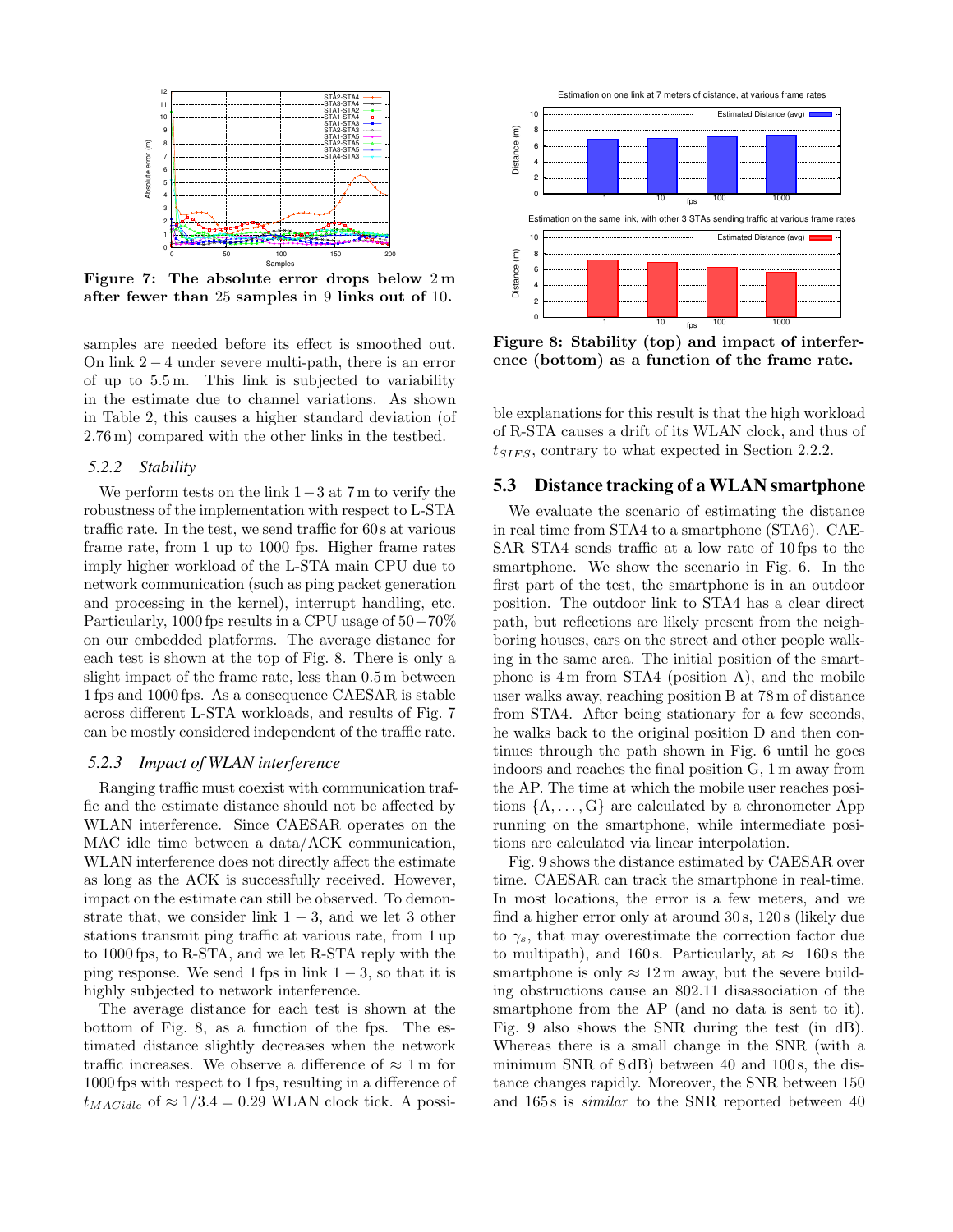**Figure 7: The absolute error drops below 2 m after fewer than 25 samples in 9 links out of 10.**

samples are needed before its effect is smoothed out. On link $2-4$ under severe multi-path, there is an error of up to 5.5 m. This link is subjected to variability in the estimate due to channel variations. As shown in Table 2, this causes a higher standard deviation (of 2.76 m) compared with the other links in the testbed.

### 5.2.2 *Stability*

We perform tests on the link $1-3$ at 7 m to verify the robustness of the implementation with respect to L-STA traffic rate. In the test, we send traffic for 60 s at various frame rate, from 1 up to 1000 fps. Higher frame rates imply higher workload of the L-STA main CPU due to network communication (such as ping packet generation and processing in the kernel), interrupt handling, etc. Particularly, 1000 fps results in a CPU usage of $50-70\%$ on our embedded platforms. The average distance for each test is shown at the top of Fig. 8. There is only a slight impact of the frame rate, less than 0.5 m between 1 fps and 1000 fps. As a consequence CAESAR is stable across different L-STA workloads, and results of Fig. 7 can be mostly considered independent of the traffic rate.

### 5.2.3 *Impact of WLAN interference*

Ranging traffic must coexist with communication traffic and the estimate distance should not be affected by WLAN interference. Since CAESAR operates on the MAC idle time between a data/ACK communication, WLAN interference does not directly affect the estimate as long as the ACK is successfully received. However, impact on the estimate can still be observed. To demonstrate that, we consider link $1-3$, and we let 3 other stations transmit ping traffic at various rate, from 1 up to 1000 fps, to R-STA, and we let R-STA reply with the ping response. We send 1 fps in link $1-3$, so that it is highly subjected to network interference.

The average distance for each test is shown at the bottom of Fig. 8, as a function of the fps. The estimated distance slightly decreases when the network traffic increases. We observe a difference of $\approx 1$ m for 1000 fps with respect to 1 fps, resulting in a difference of $t_{MACidle}$ of $\approx 1/3.4 = 0.29$ WLAN clock tick. A possible explanations for this result is that the high workload of R-STA causes a drift of its WLAN clock, and thus of $t_{SIFS}$, contrary to what expected in Section 2.2.2.

**Figure 8: Stability (top) and impact of interference (bottom) as a function of the frame rate.**

## 5.3 Distance tracking of a WLAN smartphone

We evaluate the scenario of estimating the distance in real time from STA4 to a smartphone (STA6). CAESAR STA4 sends traffic at a low rate of 10 fps to the smartphone. We show the scenario in Fig. 6. In the first part of the test, the smartphone is in an outdoor position. The outdoor link to STA4 has a clear direct path, but reflections are likely present from the neighboring houses, cars on the street and other people walking in the same area. The initial position of the smartphone is 4 m from STA4 (position A), and the mobile user walks away, reaching position B at 78 m of distance from STA4. After being stationary for a few seconds, he walks back to the original position D and then continues through the path shown in Fig. 6 until he goes indoors and reaches the final position G, 1 m away from the AP. The time at which the mobile user reaches positions $\{A, \ldots, G\}$ are calculated by a chronometer App running on the smartphone, while intermediate positions are calculated via linear interpolation.

Fig. 9 shows the distance estimated by CAESAR over time. CAESAR can track the smartphone in real-time. In most locations, the error is a few meters, and we find a higher error only at around 30 s, 120 s (likely due to $\gamma_s$, that may overestimate the correction factor due to multipath), and 160 s. Particularly, at $\approx$ 160 s the smartphone is only $\approx 12$ m away, but the severe building obstructions cause an 802.11 disassociation of the smartphone from the AP (and no data is sent to it). Fig. 9 also shows the SNR during the test (in dB). Whereas there is a small change in the SNR (with a minimum SNR of 8 dB) between 40 and 100 s, the distance changes rapidly. Moreover, the SNR between 150 and 165 s is *similar* to the SNR reported between 40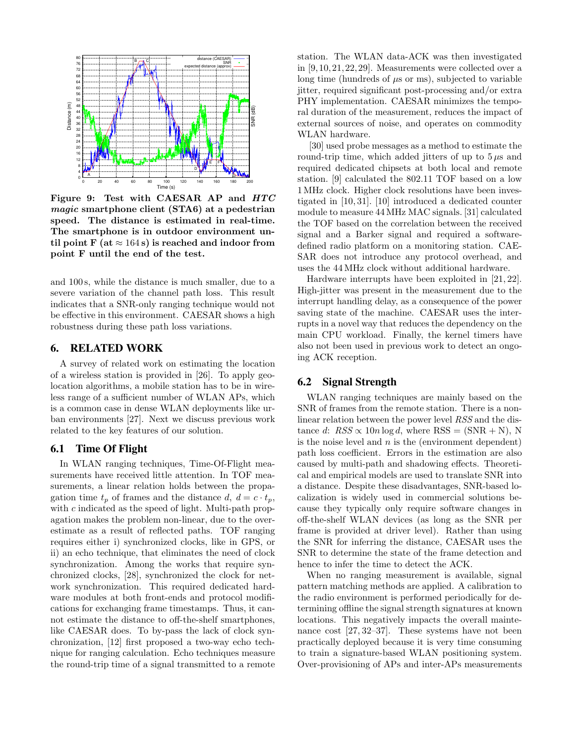**Figure 9: Test with CAESAR AP and *HTC magic* smartphone client (STA6) at a pedestrian speed. The distance is estimated in real-time. The smartphone is in outdoor environment until point F (at ≈ 164 s) is reached and indoor from point F until the end of the test.**

and 100 s, while the distance is much smaller, due to a severe variation of the channel path loss. This result indicates that a SNR-only ranging technique would not be effective in this environment. CAESAR shows a high robustness during these path loss variations.

# 6. RELATED WORK

A survey of related work on estimating the location of a wireless station is provided in [26]. To apply geolocation algorithms, a mobile station has to be in wireless range of a sufficient number of WLAN APs, which is a common case in dense WLAN deployments like urban environments [27]. Next we discuss previous work related to the key features of our solution.

## 6.1 Time Of Flight

In WLAN ranging techniques, Time-Of-Flight measurements have received little attention. In TOF measurements, a linear relation holds between the propagation time $t_p$ of frames and the distance $d$, $d = c \cdot t_p$, with $c$ indicated as the speed of light. Multi-path propagation makes the problem non-linear, due to the overestimate as a result of reflected paths. TOF ranging requires either i) synchronized clocks, like in GPS, or ii) an echo technique, that eliminates the need of clock synchronization. Among the works that require synchronized clocks, [28], synchronized the clock for network synchronization. This required dedicated hardware modules at both front-ends and protocol modifications for exchanging frame timestamps. Thus, it cannot estimate the distance to off-the-shelf smartphones, like CAESAR does. To by-pass the lack of clock synchronization, [12] first proposed a two-way echo technique for ranging calculation. Echo techniques measure the round-trip time of a signal transmitted to a remote station. The WLAN data-ACK was then investigated in [9,10,21,22,29]. Measurements were collected over a long time (hundreds of $\mu$s or ms), subjected to variable jitter, required significant post-processing and/or extra PHY implementation. CAESAR minimizes the temporal duration of the measurement, reduces the impact of external sources of noise, and operates on commodity WLAN hardware.

[30] used probe messages as a method to estimate the round-trip time, which added jitters of up to $5\,\mu$s and required dedicated chipsets at both local and remote station. [9] calculated the 802.11 TOF based on a low 1 MHz clock. Higher clock resolutions have been investigated in [10,31]. [10] introduced a dedicated counter module to measure 44 MHz MAC signals. [31] calculated the TOF based on the correlation between the received signal and a Barker signal and required a software-defined radio platform on a monitoring station. CAESAR does not introduce any protocol overhead, and uses the 44 MHz clock without additional hardware.

Hardware interrupts have been exploited in [21,22]. High-jitter was present in the measurement due to the interrupt handling delay, as a consequence of the power saving state of the machine. CAESAR uses the interrupts in a novel way that reduces the dependency on the main CPU workload. Finally, the kernel timers have also not been used in previous work to detect an ongoing ACK reception.

## 6.2 Signal Strength

WLAN ranging techniques are mainly based on the SNR of frames from the remote station. There is a non-linear relation between the power level $RSS$ and the distance $d$: $RSS \propto 10n \log d$, where RSS = (SNR + N), N is the noise level and $n$ is the (environment dependent) path loss coefficient. Errors in the estimation are also caused by multi-path and shadowing effects. Theoretical and empirical models are used to translate SNR into a distance. Despite these disadvantages, SNR-based localization is widely used in commercial solutions because they typically only require software changes in off-the-shelf WLAN devices (as long as the SNR per frame is provided at driver level). Rather than using the SNR for inferring the distance, CAESAR uses the SNR to determine the state of the frame detection and hence to infer the time to detect the ACK.

When no ranging measurement is available, signal pattern matching methods are applied. A calibration to the radio environment is performed periodically for determining offline the signal strength signatures at known locations. This negatively impacts the overall maintenance cost [27,32–37]. These systems have not been practically deployed because it is very time consuming to train a signature-based WLAN positioning system. Over-provisioning of APs and inter-APs measurements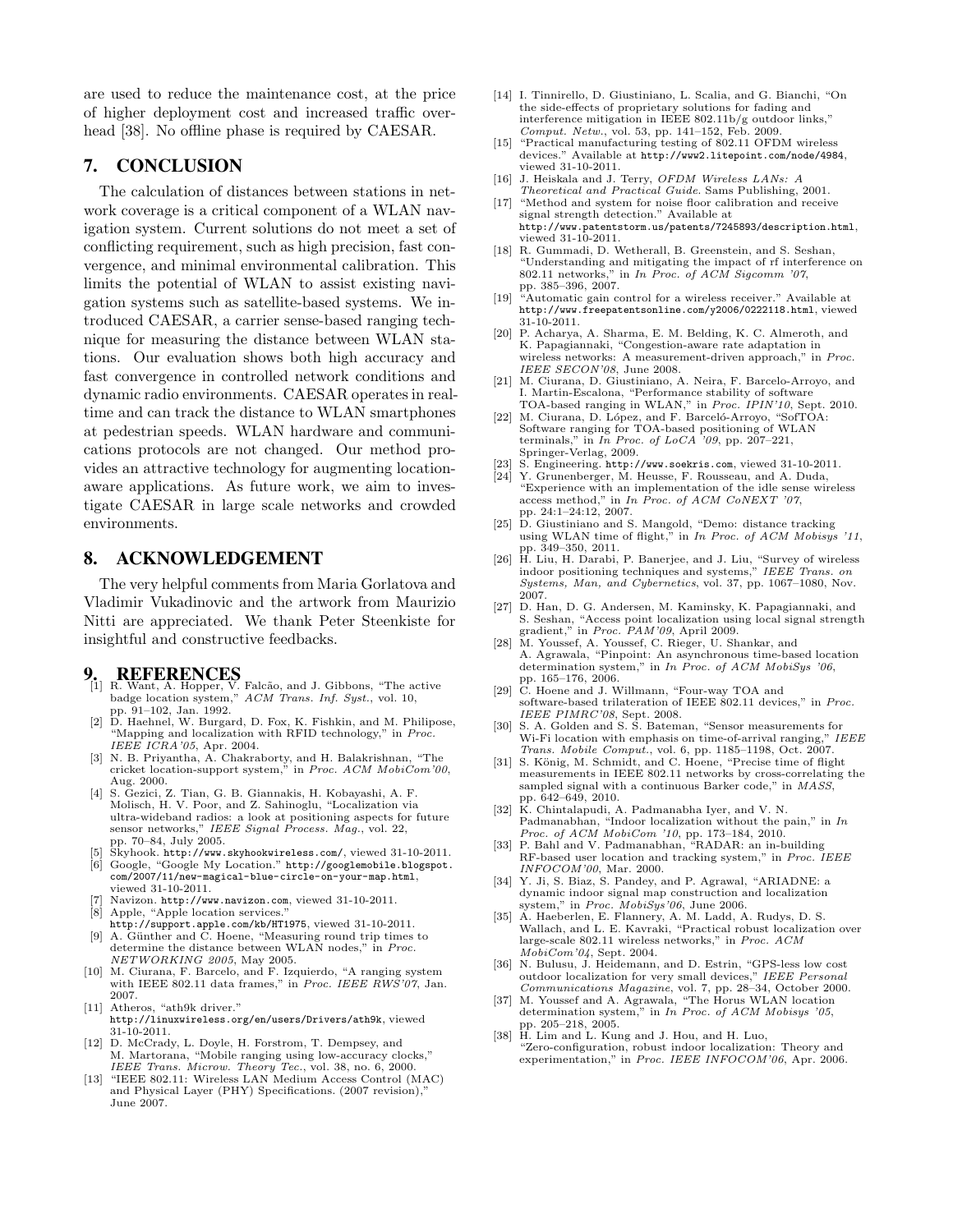are used to reduce the maintenance cost, at the price of higher deployment cost and increased traffic overhead [38]. No offline phase is required by CAESAR.

## 7. CONCLUSION

The calculation of distances between stations in network coverage is a critical component of a WLAN navigation system. Current solutions do not meet a set of conflicting requirement, such as high precision, fast convergence, and minimal environmental calibration. This limits the potential of WLAN to assist existing navigation systems such as satellite-based systems. We introduced CAESAR, a carrier sense-based ranging technique for measuring the distance between WLAN stations. Our evaluation shows both high accuracy and fast convergence in controlled network conditions and dynamic radio environments. CAESAR operates in real-time and can track the distance to WLAN smartphones at pedestrian speeds. WLAN hardware and communications protocols are not changed. Our method provides an attractive technology for augmenting location-aware applications. As future work, we aim to investigate CAESAR in large scale networks and crowded environments.

## 8. ACKNOWLEDGEMENT

The very helpful comments from Maria Gorlatova and Vladimir Vukadinovic and the artwork from Maurizio Nitti are appreciated. We thank Peter Steenkiste for insightful and constructive feedbacks.

## 9. REFERENCES

[1] R. Want, A. Hopper, V. Falcão, and J. Gibbons, "The active badge location system," *ACM Trans. Inf. Syst.*, vol. 10, pp. 91–102, Jan. 1992.

[2] D. Haehnel, W. Burgard, D. Fox, K. Fishkin, and M. Philipose, "Mapping and localization with RFID technology," in *Proc. IEEE ICRA'05*, Apr. 2004.

[3] N. B. Priyantha, A. Chakraborty, and H. Balakrishnan, "The cricket location-support system," in *Proc. ACM MobiCom'00*, Aug. 2000.

[4] S. Gezici, Z. Tian, G. B. Giannakis, H. Kobayashi, A. F. Molisch, H. V. Poor, and Z. Sahinoglu, "Localization via ultra-wideband radios: a look at positioning aspects for future sensor networks," *IEEE Signal Process. Mag.*, vol. 22, pp. 70–84, July 2005.

[5] Skyhook. `http://www.skyhookwireless.com/`, viewed 31-10-2011.

[6] Google, "Google My Location." `http://googlemobile.blogspot.com/2007/11/new-magical-blue-circle-on-your-map.html`, viewed 31-10-2011.

[7] Navizon. `http://www.navizon.com`, viewed 31-10-2011.

[8] Apple, "Apple location services." `http://support.apple.com/kb/HT1975`, viewed 31-10-2011.

[9] A. Günther and C. Hoene, "Measuring round trip times to determine the distance between WLAN nodes," in *Proc. NETWORKING 2005*, May 2005.

[10] M. Ciurana, F. Barcelo, and F. Izquierdo, "A ranging system with IEEE 802.11 data frames," in *Proc. IEEE RWS'07*, Jan. 2007.

[11] Atheros, "ath9k driver." `http://linuxwireless.org/en/users/Drivers/ath9k`, viewed 31-10-2011.

[12] D. McCrady, L. Doyle, H. Forstrom, T. Dempsey, and M. Martorana, "Mobile ranging using low-accuracy clocks," *IEEE Trans. Microw. Theory Tec.*, vol. 38, no. 6, 2000.

[13] "IEEE 802.11: Wireless LAN Medium Access Control (MAC) and Physical Layer (PHY) Specifications. (2007 revision)," June 2007.

[14] I. Tinnirello, D. Giustiniano, L. Scalia, and G. Bianchi, "On the side-effects of proprietary solutions for fading and interference mitigation in IEEE 802.11b/g outdoor links," *Comput. Netw.*, vol. 53, pp. 141–152, Feb. 2009.

[15] "Practical manufacturing testing of 802.11 OFDM wireless devices." Available at `http://www2.litepoint.com/node/4984`, viewed 31-10-2011.

[16] J. Heiskala and J. Terry, *OFDM Wireless LANs: A Theoretical and Practical Guide*. Sams Publishing, 2001.

[17] "Method and system for noise floor calibration and receive signal strength detection." Available at `http://www.patentstorm.us/patents/7245893/description.html`, viewed 31-10-2011.

[18] R. Gummadi, D. Wetherall, B. Greenstein, and S. Seshan, "Understanding and mitigating the impact of rf interference on 802.11 networks," in *In Proc. of ACM Sigcomm '07*, pp. 385–396, 2007.

[19] "Automatic gain control for a wireless receiver." Available at `http://www.freepatentsonline.com/y2006/0222118.html`, viewed 31-10-2011.

[20] P. Acharya, A. Sharma, E. M. Belding, K. C. Almeroth, and K. Papagiannaki, "Congestion-aware rate adaptation in wireless networks: A measurement-driven approach," in *Proc. IEEE SECON'08*, June 2008.

[21] M. Ciurana, D. Giustiniano, A. Neira, F. Barcelo-Arroyo, and I. Martin-Escalona, "Performance stability of software TOA-based ranging in WLAN," in *Proc. IPIN'10*, Sept. 2010.

[22] M. Ciurana, D. López, and F. Barceló-Arroyo, "SofTOA: Software ranging for TOA-based positioning of WLAN terminals," in *In Proc. of LoCA '09*, pp. 207–221, Springer-Verlag, 2009.

[23] S. Engineering. `http://www.soekris.com`, viewed 31-10-2011.

[24] Y. Grunenberger, M. Heusse, F. Rousseau, and A. Duda, "Experience with an implementation of the idle sense wireless access method," in *In Proc. of ACM CoNEXT '07*, pp. 24:1–24:12, 2007.

[25] D. Giustiniano and S. Mangold, "Demo: distance tracking using WLAN time of flight," in *In Proc. of ACM Mobisys '11*, pp. 349–350, 2011.

[26] H. Liu, H. Darabi, P. Banerjee, and J. Liu, "Survey of wireless indoor positioning techniques and systems," *IEEE Trans. on Systems, Man, and Cybernetics*, vol. 37, pp. 1067–1080, Nov. 2007.

[27] D. Han, D. G. Andersen, M. Kaminsky, K. Papagiannaki, and S. Seshan, "Access point localization using local signal strength gradient," in *Proc. PAM'09*, April 2009.

[28] M. Youssef, A. Youssef, C. Rieger, U. Shankar, and A. Agrawala, "Pinpoint: An asynchronous time-based location determination system," in *In Proc. of ACM MobiSys '06*, pp. 165–176, 2006.

[29] C. Hoene and J. Willmann, "Four-way TOA and software-based trilateration of IEEE 802.11 devices," in *Proc. IEEE PIMRC'08*, Sept. 2008.

[30] S. A. Golden and S. S. Bateman, "Sensor measurements for Wi-Fi location with emphasis on time-of-arrival ranging," *IEEE Trans. Mobile Comput.*, vol. 6, pp. 1185–1198, Oct. 2007.

[31] S. König, M. Schmidt, and C. Hoene, "Precise time of flight measurements in IEEE 802.11 networks by cross-correlating the sampled signal with a continuous Barker code," in *MASS*, pp. 642–649, 2010.

[32] K. Chintalapudi, A. Padmanabha Iyer, and V. N. Padmanabhan, "Indoor localization without the pain," in *In Proc. of ACM MobiCom '10*, pp. 173–184, 2010.

[33] P. Bahl and V. Padmanabhan, "RADAR: an in-building RF-based user location and tracking system," in *Proc. IEEE INFOCOM'00*, Mar. 2000.

[34] Y. Ji, S. Biaz, S. Pandey, and P. Agrawal, "ARIADNE: a dynamic indoor signal map construction and localization system," in *Proc. MobiSys'06*, June 2006.

[35] A. Haeberlen, E. Flannery, A. M. Ladd, A. Rudys, D. S. Wallach, and L. E. Kavraki, "Practical robust localization over large-scale 802.11 wireless networks," in *Proc. ACM MobiCom'04*, Sept. 2004.

[36] N. Bulusu, J. Heidemann, and D. Estrin, "GPS-less low cost outdoor localization for very small devices," *IEEE Personal Communications Magazine*, vol. 7, pp. 28–34, October 2000.

[37] M. Youssef and A. Agrawala, "The Horus WLAN location determination system," in *In Proc. of ACM Mobisys '05*, pp. 205–218, 2005.

[38] H. Lim and L. Kung and J. Hou, and H. Luo, "Zero-configuration, robust indoor localization: Theory and experimentation," in *Proc. IEEE INFOCOM'06*, Apr. 2006.